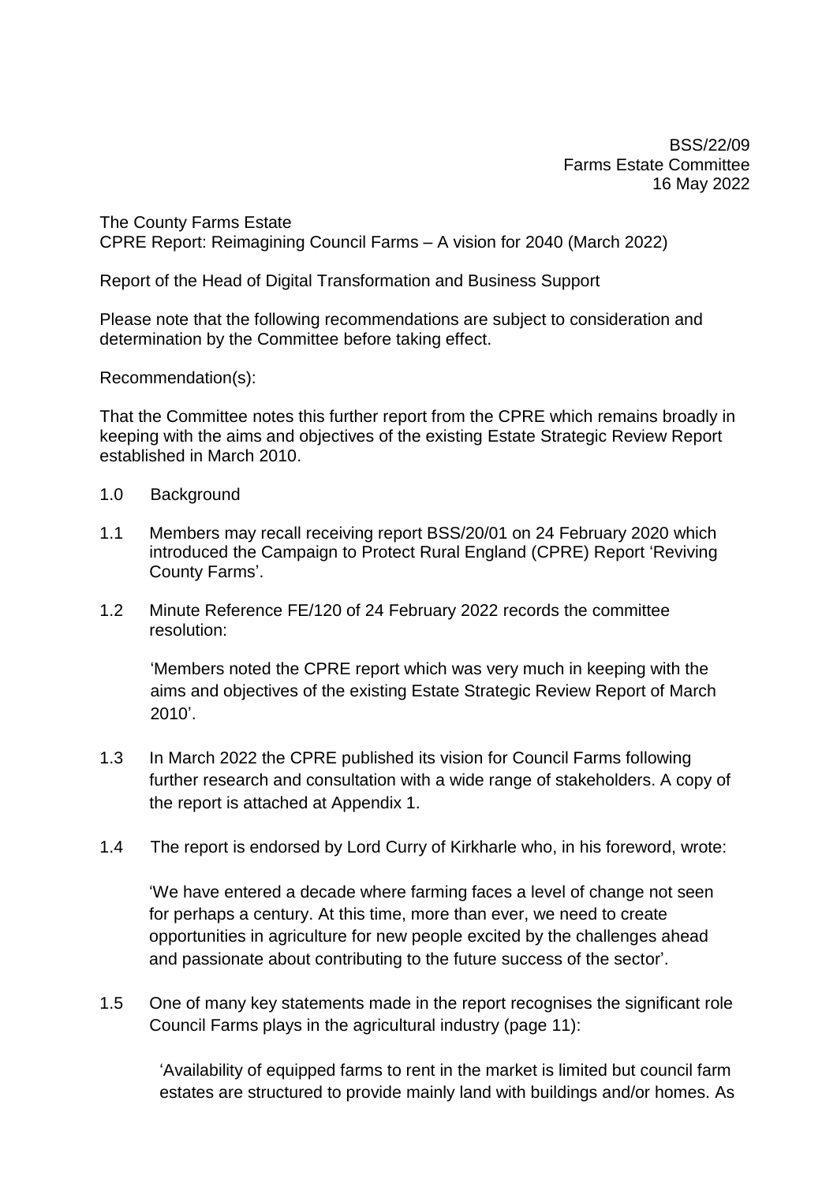BSS/22/09
Farms Estate Committee
16 May 2022

The County Farms Estate
CPRE Report: Reimagining Council Farms – A vision for 2040 (March 2022)

Report of the Head of Digital Transformation and Business Support

Please note that the following recommendations are subject to consideration and determination by the Committee before taking effect.

Recommendation(s):

That the Committee notes this further report from the CPRE which remains broadly in keeping with the aims and objectives of the existing Estate Strategic Review Report established in March 2010.

## 1.0 Background

1.1 Members may recall receiving report BSS/20/01 on 24 February 2020 which introduced the Campaign to Protect Rural England (CPRE) Report 'Reviving County Farms'.

1.2 Minute Reference FE/120 of 24 February 2022 records the committee resolution:

> 'Members noted the CPRE report which was very much in keeping with the aims and objectives of the existing Estate Strategic Review Report of March 2010'.

1.3 In March 2022 the CPRE published its vision for Council Farms following further research and consultation with a wide range of stakeholders. A copy of the report is attached at Appendix 1.

1.4 The report is endorsed by Lord Curry of Kirkharle who, in his foreword, wrote:

> 'We have entered a decade where farming faces a level of change not seen for perhaps a century. At this time, more than ever, we need to create opportunities in agriculture for new people excited by the challenges ahead and passionate about contributing to the future success of the sector'.

1.5 One of many key statements made in the report recognises the significant role Council Farms plays in the agricultural industry (page 11):

> 'Availability of equipped farms to rent in the market is limited but council farm estates are structured to provide mainly land with buildings and/or homes. As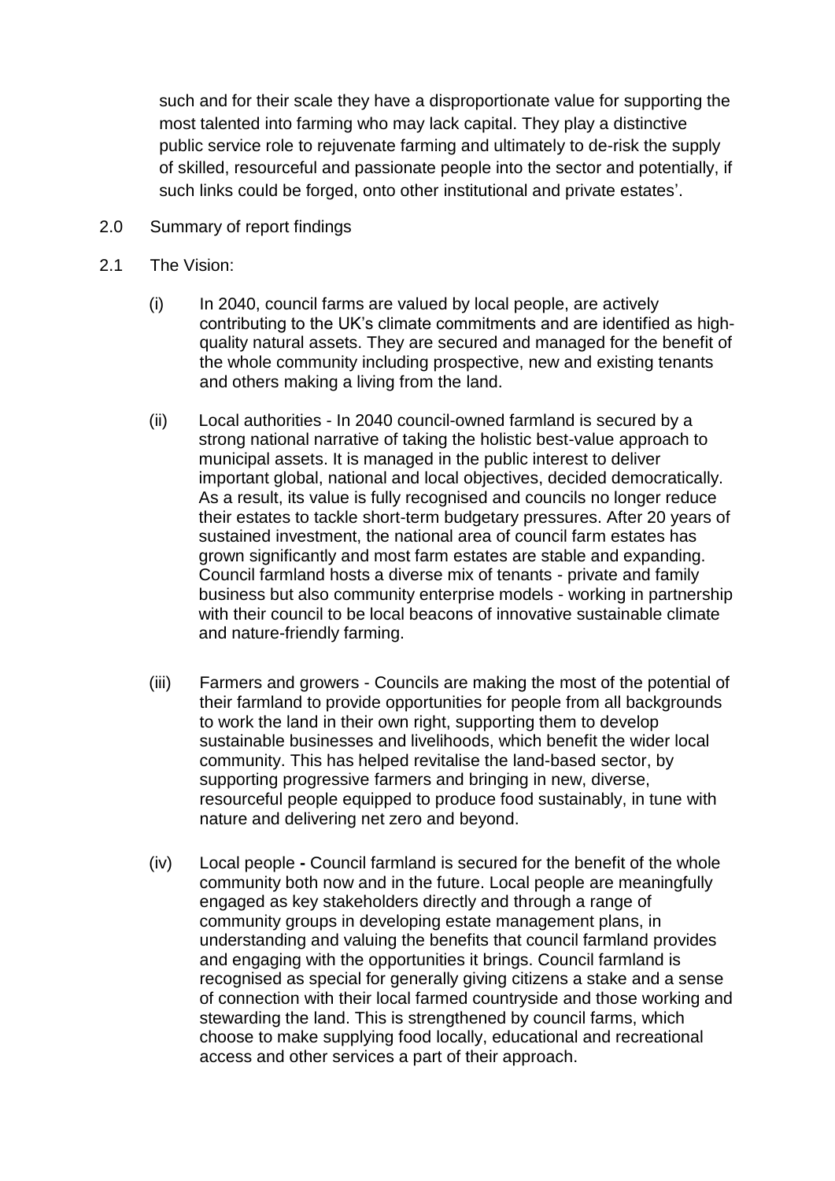such and for their scale they have a disproportionate value for supporting the most talented into farming who may lack capital. They play a distinctive public service role to rejuvenate farming and ultimately to de-risk the supply of skilled, resourceful and passionate people into the sector and potentially, if such links could be forged, onto other institutional and private estates'.

2.0 Summary of report findings

2.1 The Vision:

(i) In 2040, council farms are valued by local people, are actively contributing to the UK's climate commitments and are identified as high-quality natural assets. They are secured and managed for the benefit of the whole community including prospective, new and existing tenants and others making a living from the land.

(ii) Local authorities - In 2040 council-owned farmland is secured by a strong national narrative of taking the holistic best-value approach to municipal assets. It is managed in the public interest to deliver important global, national and local objectives, decided democratically. As a result, its value is fully recognised and councils no longer reduce their estates to tackle short-term budgetary pressures. After 20 years of sustained investment, the national area of council farm estates has grown significantly and most farm estates are stable and expanding. Council farmland hosts a diverse mix of tenants - private and family business but also community enterprise models - working in partnership with their council to be local beacons of innovative sustainable climate and nature-friendly farming.

(iii) Farmers and growers - Councils are making the most of the potential of their farmland to provide opportunities for people from all backgrounds to work the land in their own right, supporting them to develop sustainable businesses and livelihoods, which benefit the wider local community. This has helped revitalise the land-based sector, by supporting progressive farmers and bringing in new, diverse, resourceful people equipped to produce food sustainably, in tune with nature and delivering net zero and beyond.

(iv) Local people **-** Council farmland is secured for the benefit of the whole community both now and in the future. Local people are meaningfully engaged as key stakeholders directly and through a range of community groups in developing estate management plans, in understanding and valuing the benefits that council farmland provides and engaging with the opportunities it brings. Council farmland is recognised as special for generally giving citizens a stake and a sense of connection with their local farmed countryside and those working and stewarding the land. This is strengthened by council farms, which choose to make supplying food locally, educational and recreational access and other services a part of their approach.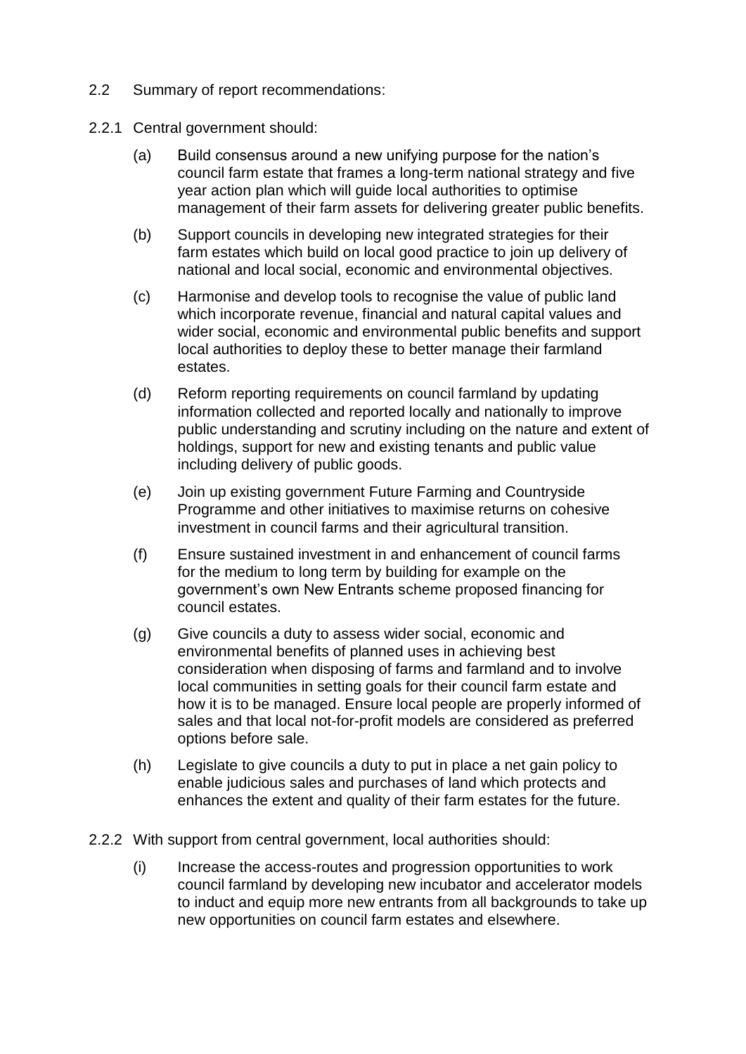2.2 Summary of report recommendations:

2.2.1 Central government should:

(a) Build consensus around a new unifying purpose for the nation's council farm estate that frames a long-term national strategy and five year action plan which will guide local authorities to optimise management of their farm assets for delivering greater public benefits.

(b) Support councils in developing new integrated strategies for their farm estates which build on local good practice to join up delivery of national and local social, economic and environmental objectives.

(c) Harmonise and develop tools to recognise the value of public land which incorporate revenue, financial and natural capital values and wider social, economic and environmental public benefits and support local authorities to deploy these to better manage their farmland estates.

(d) Reform reporting requirements on council farmland by updating information collected and reported locally and nationally to improve public understanding and scrutiny including on the nature and extent of holdings, support for new and existing tenants and public value including delivery of public goods.

(e) Join up existing government Future Farming and Countryside Programme and other initiatives to maximise returns on cohesive investment in council farms and their agricultural transition.

(f) Ensure sustained investment in and enhancement of council farms for the medium to long term by building for example on the government's own New Entrants scheme proposed financing for council estates.

(g) Give councils a duty to assess wider social, economic and environmental benefits of planned uses in achieving best consideration when disposing of farms and farmland and to involve local communities in setting goals for their council farm estate and how it is to be managed. Ensure local people are properly informed of sales and that local not-for-profit models are considered as preferred options before sale.

(h) Legislate to give councils a duty to put in place a net gain policy to enable judicious sales and purchases of land which protects and enhances the extent and quality of their farm estates for the future.

2.2.2 With support from central government, local authorities should:

(i) Increase the access-routes and progression opportunities to work council farmland by developing new incubator and accelerator models to induct and equip more new entrants from all backgrounds to take up new opportunities on council farm estates and elsewhere.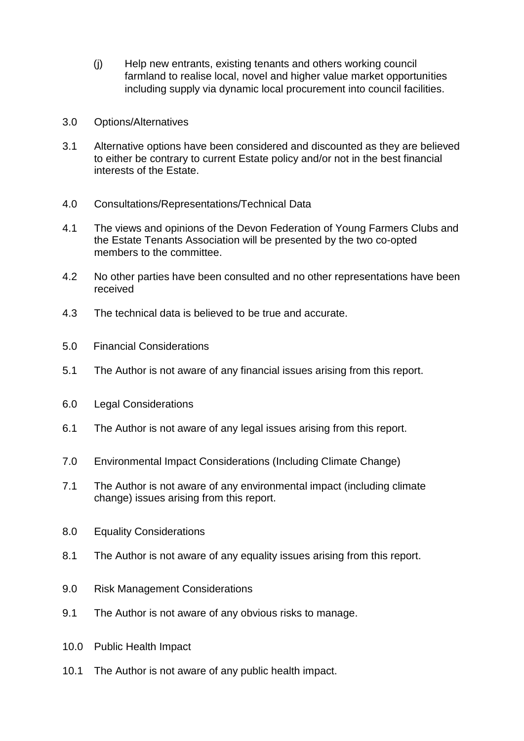(j) Help new entrants, existing tenants and others working council farmland to realise local, novel and higher value market opportunities including supply via dynamic local procurement into council facilities.

## 3.0 Options/Alternatives

3.1 Alternative options have been considered and discounted as they are believed to either be contrary to current Estate policy and/or not in the best financial interests of the Estate.

## 4.0 Consultations/Representations/Technical Data

4.1 The views and opinions of the Devon Federation of Young Farmers Clubs and the Estate Tenants Association will be presented by the two co-opted members to the committee.

4.2 No other parties have been consulted and no other representations have been received

4.3 The technical data is believed to be true and accurate.

## 5.0 Financial Considerations

5.1 The Author is not aware of any financial issues arising from this report.

## 6.0 Legal Considerations

6.1 The Author is not aware of any legal issues arising from this report.

## 7.0 Environmental Impact Considerations (Including Climate Change)

7.1 The Author is not aware of any environmental impact (including climate change) issues arising from this report.

## 8.0 Equality Considerations

8.1 The Author is not aware of any equality issues arising from this report.

## 9.0 Risk Management Considerations

9.1 The Author is not aware of any obvious risks to manage.

## 10.0 Public Health Impact

10.1 The Author is not aware of any public health impact.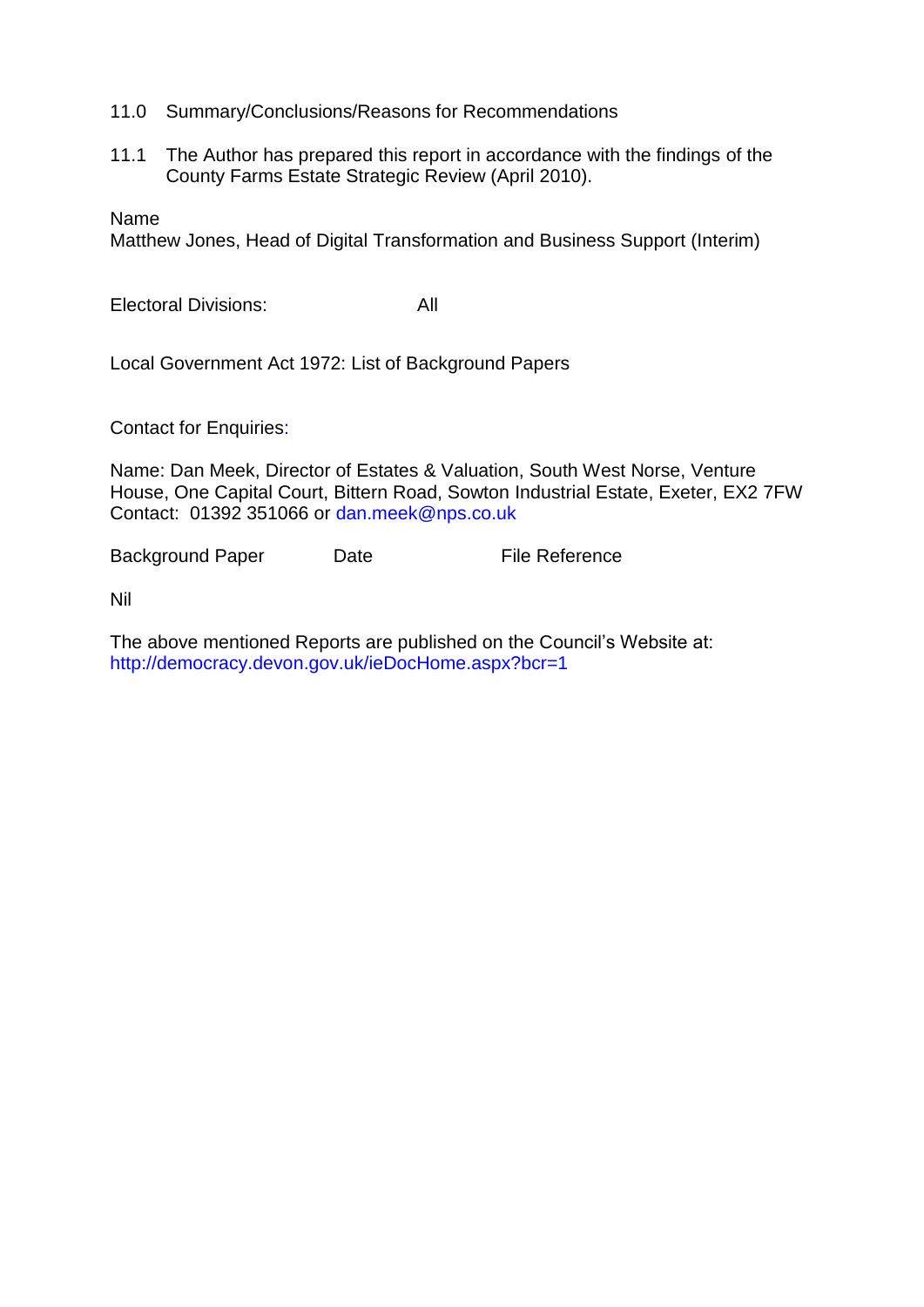11.0 Summary/Conclusions/Reasons for Recommendations

11.1 The Author has prepared this report in accordance with the findings of the County Farms Estate Strategic Review (April 2010).

Name
Matthew Jones, Head of Digital Transformation and Business Support (Interim)

Electoral Divisions: All

Local Government Act 1972: List of Background Papers

Contact for Enquiries:

Name: Dan Meek, Director of Estates & Valuation, South West Norse, Venture House, One Capital Court, Bittern Road, Sowton Industrial Estate, Exeter, EX2 7FW
Contact: 01392 351066 or dan.meek@nps.co.uk

| Background Paper | Date | File Reference |
|---|---|---|
| Nil | | |

The above mentioned Reports are published on the Council's Website at:
http://democracy.devon.gov.uk/ieDocHome.aspx?bcr=1